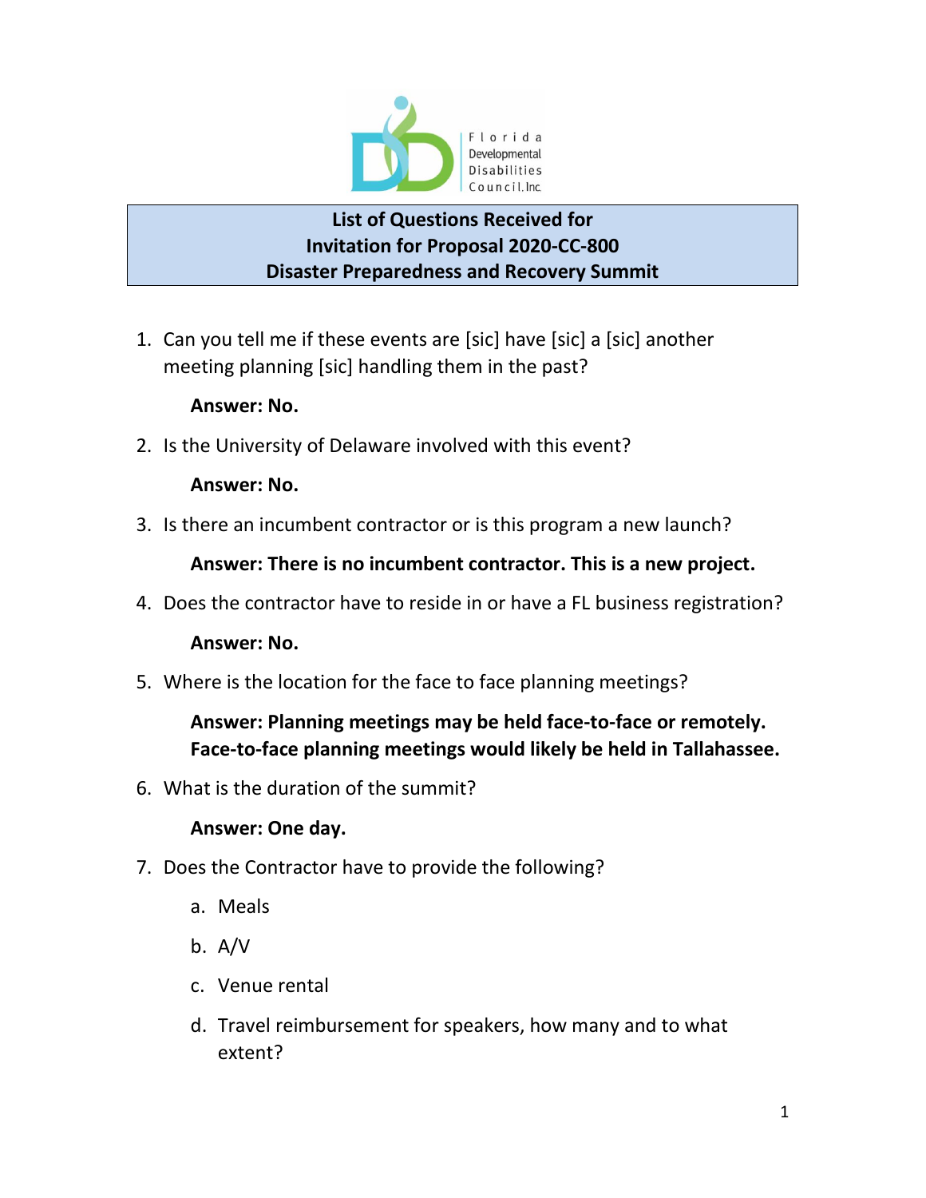Florida Developmental Disabilities Council, Inc.

# List of Questions Received for Invitation for Proposal 2020-CC-800 Disaster Preparedness and Recovery Summit

1. Can you tell me if these events are [sic] have [sic] a [sic] another meeting planning [sic] handling them in the past?

   **Answer: No.**

2. Is the University of Delaware involved with this event?

   **Answer: No.**

3. Is there an incumbent contractor or is this program a new launch?

   **Answer: There is no incumbent contractor. This is a new project.**

4. Does the contractor have to reside in or have a FL business registration?

   **Answer: No.**

5. Where is the location for the face to face planning meetings?

   **Answer: Planning meetings may be held face-to-face or remotely. Face-to-face planning meetings would likely be held in Tallahassee.**

6. What is the duration of the summit?

   **Answer: One day.**

7. Does the Contractor have to provide the following?

   a. Meals

   b. A/V

   c. Venue rental

   d. Travel reimbursement for speakers, how many and to what extent?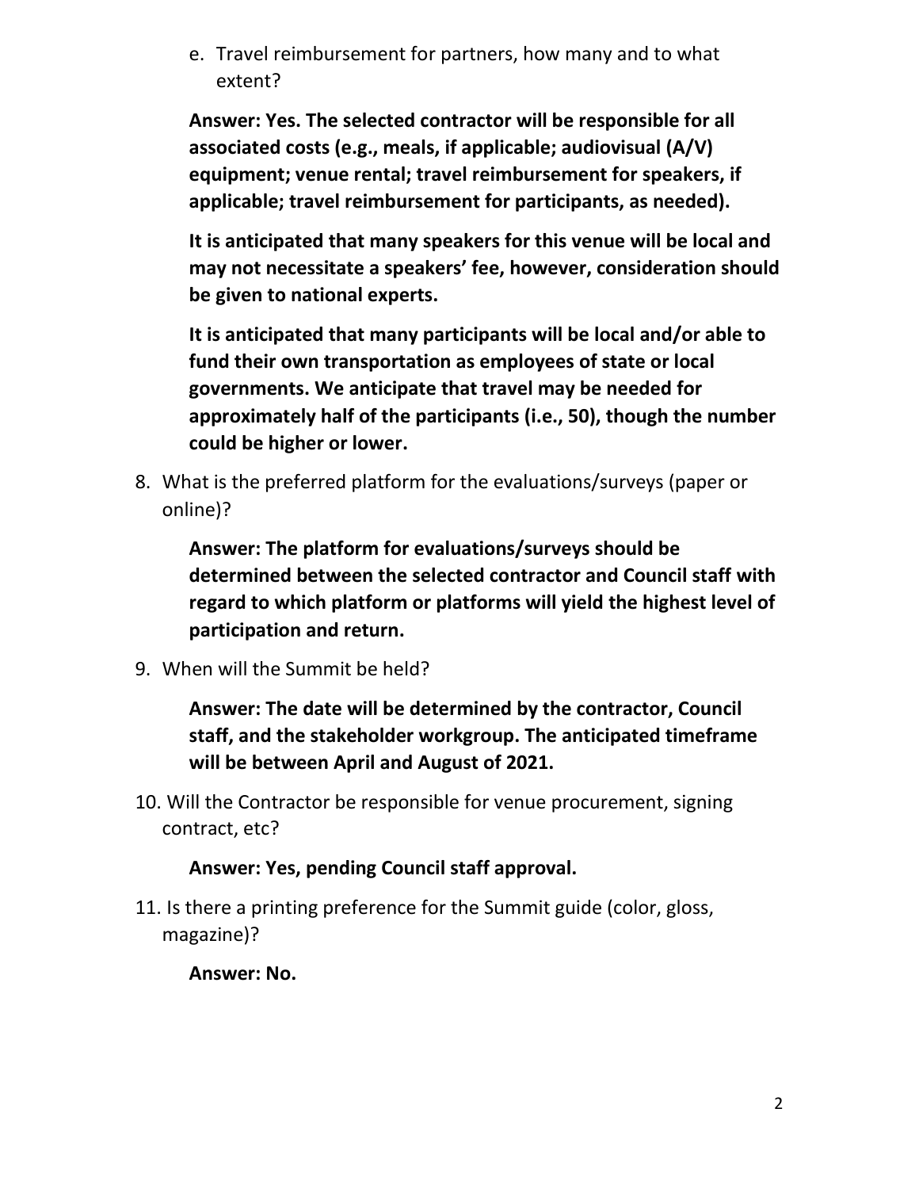e. Travel reimbursement for partners, how many and to what extent?

**Answer: Yes. The selected contractor will be responsible for all associated costs (e.g., meals, if applicable; audiovisual (A/V) equipment; venue rental; travel reimbursement for speakers, if applicable; travel reimbursement for participants, as needed).**

**It is anticipated that many speakers for this venue will be local and may not necessitate a speakers' fee, however, consideration should be given to national experts.**

**It is anticipated that many participants will be local and/or able to fund their own transportation as employees of state or local governments. We anticipate that travel may be needed for approximately half of the participants (i.e., 50), though the number could be higher or lower.**

8. What is the preferred platform for the evaluations/surveys (paper or online)?

   **Answer: The platform for evaluations/surveys should be determined between the selected contractor and Council staff with regard to which platform or platforms will yield the highest level of participation and return.**

9. When will the Summit be held?

   **Answer: The date will be determined by the contractor, Council staff, and the stakeholder workgroup. The anticipated timeframe will be between April and August of 2021.**

10. Will the Contractor be responsible for venue procurement, signing contract, etc?

    **Answer: Yes, pending Council staff approval.**

11. Is there a printing preference for the Summit guide (color, gloss, magazine)?

    **Answer: No.**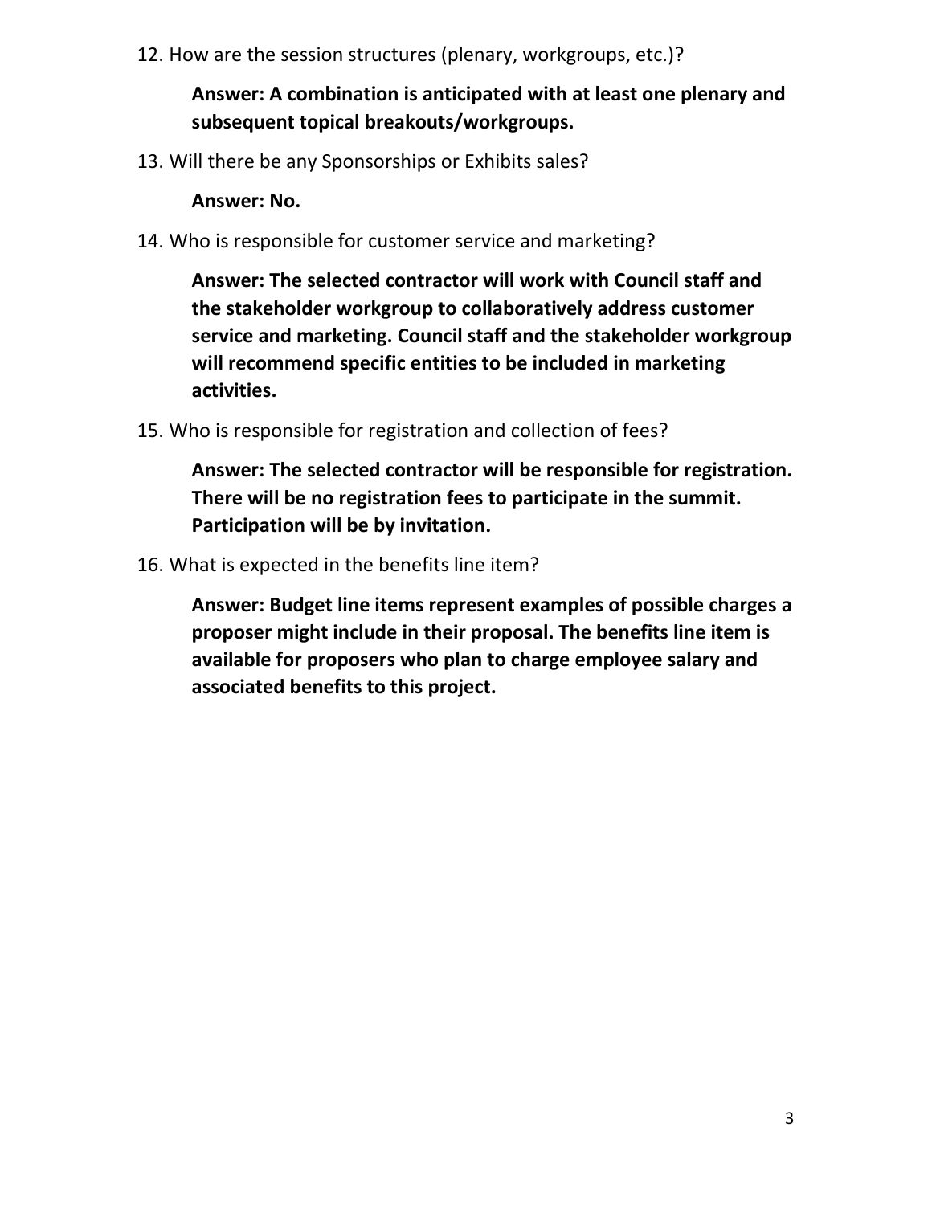12. How are the session structures (plenary, workgroups, etc.)?

    **Answer: A combination is anticipated with at least one plenary and subsequent topical breakouts/workgroups.**

13. Will there be any Sponsorships or Exhibits sales?

    **Answer: No.**

14. Who is responsible for customer service and marketing?

    **Answer: The selected contractor will work with Council staff and the stakeholder workgroup to collaboratively address customer service and marketing. Council staff and the stakeholder workgroup will recommend specific entities to be included in marketing activities.**

15. Who is responsible for registration and collection of fees?

    **Answer: The selected contractor will be responsible for registration. There will be no registration fees to participate in the summit. Participation will be by invitation.**

16. What is expected in the benefits line item?

    **Answer: Budget line items represent examples of possible charges a proposer might include in their proposal. The benefits line item is available for proposers who plan to charge employee salary and associated benefits to this project.**